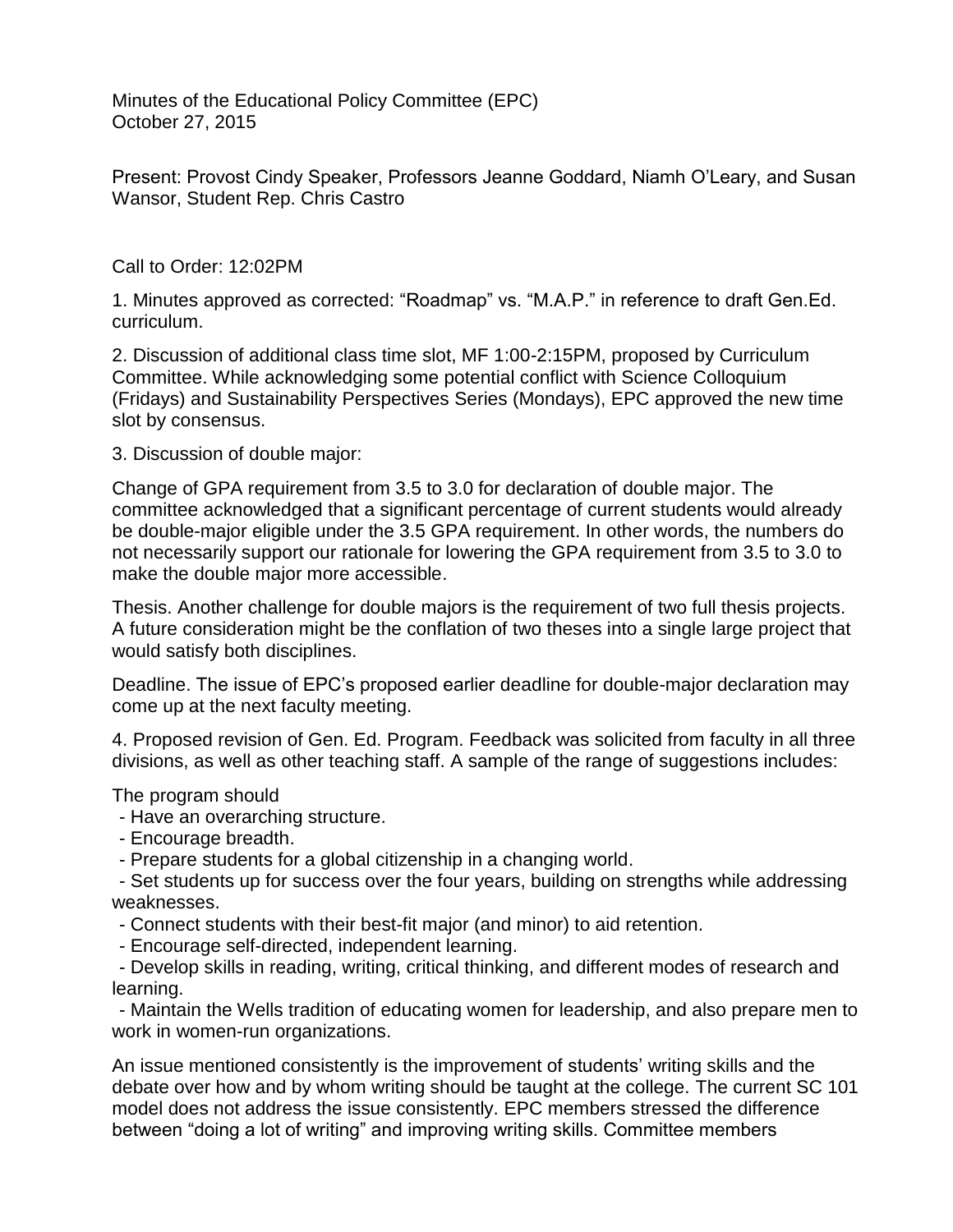Minutes of the Educational Policy Committee (EPC)
October 27, 2015

Present: Provost Cindy Speaker, Professors Jeanne Goddard, Niamh O'Leary, and Susan Wansor, Student Rep. Chris Castro

Call to Order: 12:02PM

1. Minutes approved as corrected: "Roadmap" vs. "M.A.P." in reference to draft Gen.Ed. curriculum.

2. Discussion of additional class time slot, MF 1:00-2:15PM, proposed by Curriculum Committee. While acknowledging some potential conflict with Science Colloquium (Fridays) and Sustainability Perspectives Series (Mondays), EPC approved the new time slot by consensus.

3. Discussion of double major:

Change of GPA requirement from 3.5 to 3.0 for declaration of double major. The committee acknowledged that a significant percentage of current students would already be double-major eligible under the 3.5 GPA requirement. In other words, the numbers do not necessarily support our rationale for lowering the GPA requirement from 3.5 to 3.0 to make the double major more accessible.

Thesis. Another challenge for double majors is the requirement of two full thesis projects. A future consideration might be the conflation of two theses into a single large project that would satisfy both disciplines.

Deadline. The issue of EPC's proposed earlier deadline for double-major declaration may come up at the next faculty meeting.

4. Proposed revision of Gen. Ed. Program. Feedback was solicited from faculty in all three divisions, as well as other teaching staff. A sample of the range of suggestions includes:

The program should

- Have an overarching structure.
- Encourage breadth.
- Prepare students for a global citizenship in a changing world.
- Set students up for success over the four years, building on strengths while addressing weaknesses.
- Connect students with their best-fit major (and minor) to aid retention.
- Encourage self-directed, independent learning.
- Develop skills in reading, writing, critical thinking, and different modes of research and learning.
- Maintain the Wells tradition of educating women for leadership, and also prepare men to work in women-run organizations.

An issue mentioned consistently is the improvement of students' writing skills and the debate over how and by whom writing should be taught at the college. The current SC 101 model does not address the issue consistently. EPC members stressed the difference between "doing a lot of writing" and improving writing skills. Committee members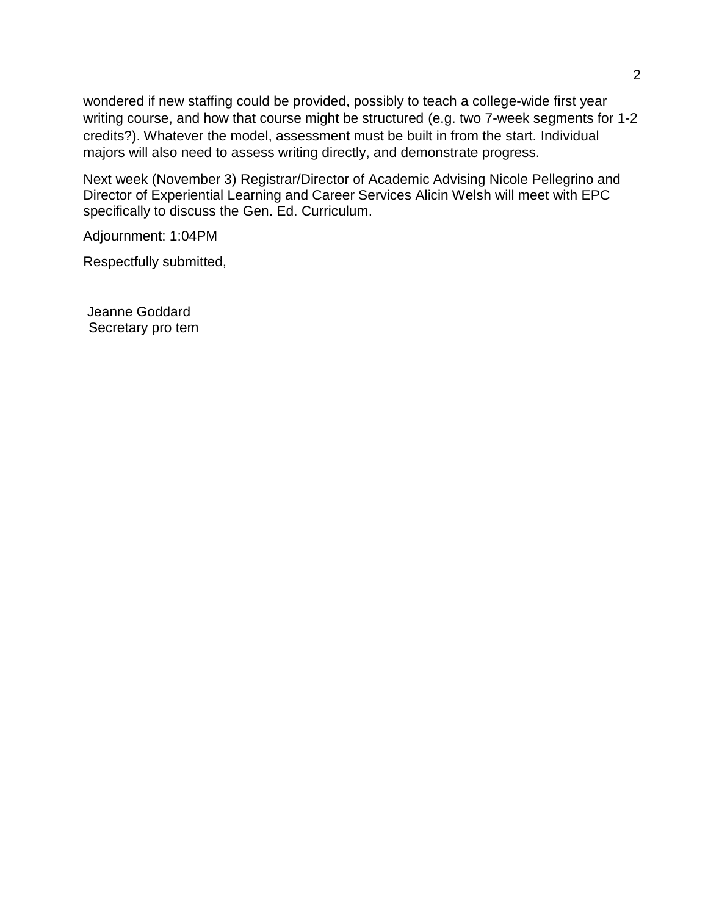wondered if new staffing could be provided, possibly to teach a college-wide first year writing course, and how that course might be structured (e.g. two 7-week segments for 1-2 credits?). Whatever the model, assessment must be built in from the start. Individual majors will also need to assess writing directly, and demonstrate progress.

Next week (November 3) Registrar/Director of Academic Advising Nicole Pellegrino and Director of Experiential Learning and Career Services Alicin Welsh will meet with EPC specifically to discuss the Gen. Ed. Curriculum.

Adjournment: 1:04PM

Respectfully submitted,

Jeanne Goddard
Secretary pro tem